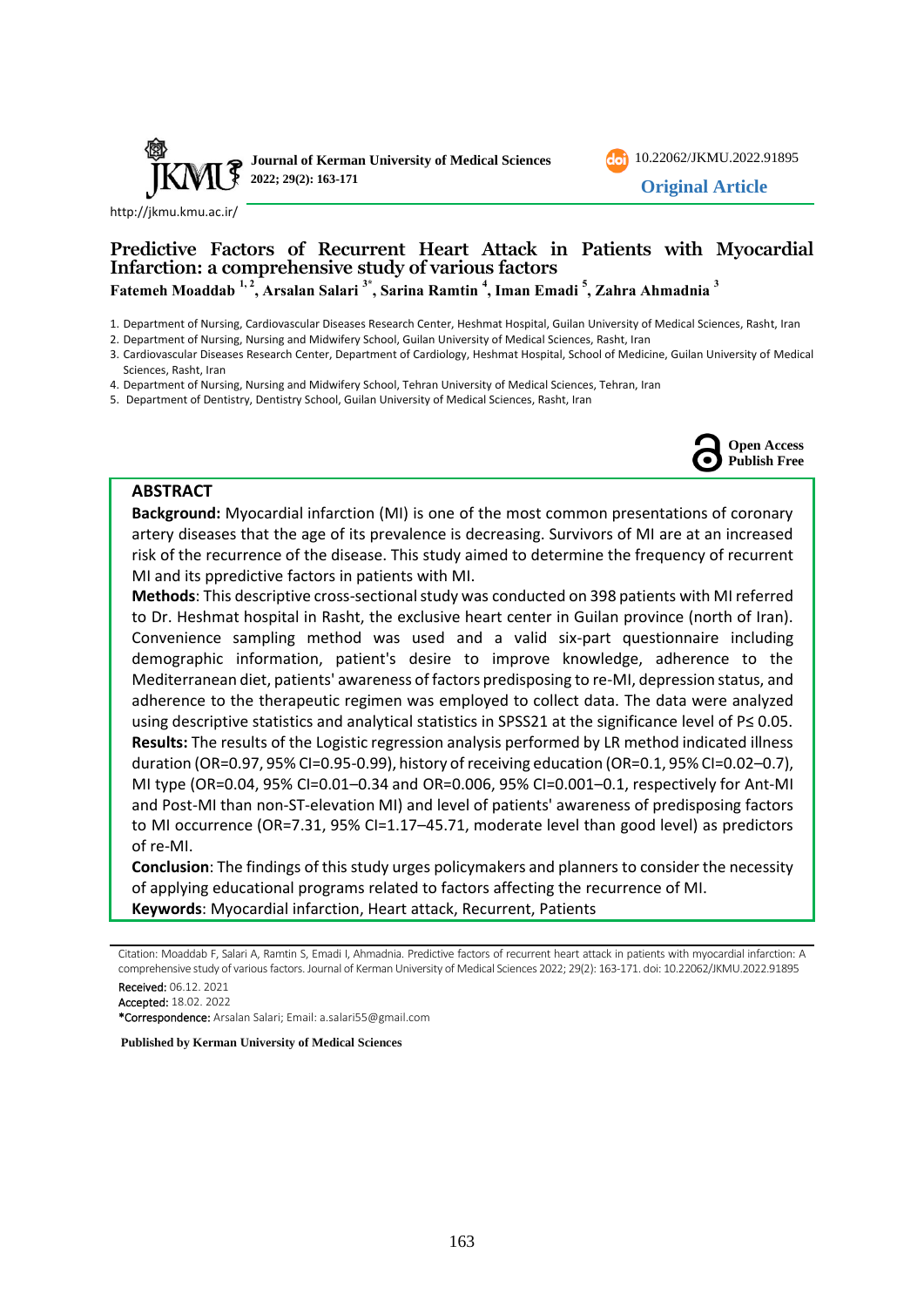Journal of Kerman University of Medical Sciences
2022; 29(2): 163-171

10.22062/JKMU.2022.91895

**Original Article**

http://jkmu.kmu.ac.ir/

# Predictive Factors of Recurrent Heart Attack in Patients with Myocardial Infarction: a comprehensive study of various factors

**Fatemeh Moaddab [1, 2], Arsalan Salari [3*], Sarina Ramtin [4], Iman Emadi [5], Zahra Ahmadnia [3]**

1. Department of Nursing, Cardiovascular Diseases Research Center, Heshmat Hospital, Guilan University of Medical Sciences, Rasht, Iran
2. Department of Nursing, Nursing and Midwifery School, Guilan University of Medical Sciences, Rasht, Iran
3. Cardiovascular Diseases Research Center, Department of Cardiology, Heshmat Hospital, School of Medicine, Guilan University of Medical Sciences, Rasht, Iran
4. Department of Nursing, Nursing and Midwifery School, Tehran University of Medical Sciences, Tehran, Iran
5. Department of Dentistry, Dentistry School, Guilan University of Medical Sciences, Rasht, Iran

**Open Access**
**Publish Free**

## ABSTRACT

**Background:** Myocardial infarction (MI) is one of the most common presentations of coronary artery diseases that the age of its prevalence is decreasing. Survivors of MI are at an increased risk of the recurrence of the disease. This study aimed to determine the frequency of recurrent MI and its ppredictive factors in patients with MI.

**Methods**: This descriptive cross-sectional study was conducted on 398 patients with MI referred to Dr. Heshmat hospital in Rasht, the exclusive heart center in Guilan province (north of Iran). Convenience sampling method was used and a valid six-part questionnaire including demographic information, patient's desire to improve knowledge, adherence to the Mediterranean diet, patients' awareness of factors predisposing to re-MI, depression status, and adherence to the therapeutic regimen was employed to collect data. The data were analyzed using descriptive statistics and analytical statistics in SPSS21 at the significance level of $P \leq 0.05$.

**Results:** The results of the Logistic regression analysis performed by LR method indicated illness duration (OR=0.97, 95% CI=0.95-0.99), history of receiving education (OR=0.1, 95% CI=0.02–0.7), MI type (OR=0.04, 95% CI=0.01–0.34 and OR=0.006, 95% CI=0.001–0.1, respectively for Ant-MI and Post-MI than non-ST-elevation MI) and level of patients' awareness of predisposing factors to MI occurrence (OR=7.31, 95% CI=1.17–45.71, moderate level than good level) as predictors of re-MI.

**Conclusion**: The findings of this study urges policymakers and planners to consider the necessity of applying educational programs related to factors affecting the recurrence of MI.

**Keywords**: Myocardial infarction, Heart attack, Recurrent, Patients

Citation: Moaddab F, Salari A, Ramtin S, Emadi I, Ahmadnia. Predictive factors of recurrent heart attack in patients with myocardial infarction: A comprehensive study of various factors. Journal of Kerman University of Medical Sciences 2022; 29(2): 163-171. doi: 10.22062/JKMU.2022.91895

**Received:** 06.12. 2021
**Accepted:** 18.02. 2022
***Correspondence:** Arsalan Salari; Email: a.salari55@gmail.com

**Published by Kerman University of Medical Sciences**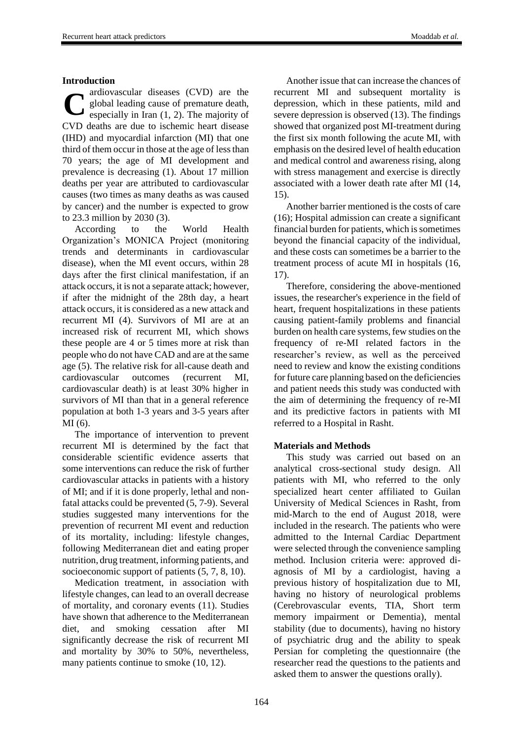## Introduction

Cardiovascular diseases (CVD) are the global leading cause of premature death, especially in Iran (1, 2). The majority of CVD deaths are due to ischemic heart disease (IHD) and myocardial infarction (MI) that one third of them occur in those at the age of less than 70 years; the age of MI development and prevalence is decreasing (1). About 17 million deaths per year are attributed to cardiovascular causes (two times as many deaths as was caused by cancer) and the number is expected to grow to 23.3 million by 2030 (3).

According to the World Health Organization's MONICA Project (monitoring trends and determinants in cardiovascular disease), when the MI event occurs, within 28 days after the first clinical manifestation, if an attack occurs, it is not a separate attack; however, if after the midnight of the 28th day, a heart attack occurs, it is considered as a new attack and recurrent MI (4). Survivors of MI are at an increased risk of recurrent MI, which shows these people are 4 or 5 times more at risk than people who do not have CAD and are at the same age (5). The relative risk for all-cause death and cardiovascular outcomes (recurrent MI, cardiovascular death) is at least 30% higher in survivors of MI than that in a general reference population at both 1-3 years and 3-5 years after MI (6).

The importance of intervention to prevent recurrent MI is determined by the fact that considerable scientific evidence asserts that some interventions can reduce the risk of further cardiovascular attacks in patients with a history of MI; and if it is done properly, lethal and non-fatal attacks could be prevented (5, 7-9). Several studies suggested many interventions for the prevention of recurrent MI event and reduction of its mortality, including: lifestyle changes, following Mediterranean diet and eating proper nutrition, drug treatment, informing patients, and socioeconomic support of patients (5, 7, 8, 10).

Medication treatment, in association with lifestyle changes, can lead to an overall decrease of mortality, and coronary events (11). Studies have shown that adherence to the Mediterranean diet, and smoking cessation after MI significantly decrease the risk of recurrent MI and mortality by 30% to 50%, nevertheless, many patients continue to smoke (10, 12).

Another issue that can increase the chances of recurrent MI and subsequent mortality is depression, which in these patients, mild and severe depression is observed (13). The findings showed that organized post MI-treatment during the first six month following the acute MI, with emphasis on the desired level of health education and medical control and awareness rising, along with stress management and exercise is directly associated with a lower death rate after MI (14, 15).

Another barrier mentioned is the costs of care (16); Hospital admission can create a significant financial burden for patients, which is sometimes beyond the financial capacity of the individual, and these costs can sometimes be a barrier to the treatment process of acute MI in hospitals (16, 17).

Therefore, considering the above-mentioned issues, the researcher's experience in the field of heart, frequent hospitalizations in these patients causing patient-family problems and financial burden on health care systems, few studies on the frequency of re-MI related factors in the researcher's review, as well as the perceived need to review and know the existing conditions for future care planning based on the deficiencies and patient needs this study was conducted with the aim of determining the frequency of re-MI and its predictive factors in patients with MI referred to a Hospital in Rasht.

## Materials and Methods

This study was carried out based on an analytical cross-sectional study design. All patients with MI, who referred to the only specialized heart center affiliated to Guilan University of Medical Sciences in Rasht, from mid-March to the end of August 2018, were included in the research. The patients who were admitted to the Internal Cardiac Department were selected through the convenience sampling method. Inclusion criteria were: approved diagnosis of MI by a cardiologist, having a previous history of hospitalization due to MI, having no history of neurological problems (Cerebrovascular events, TIA, Short term memory impairment or Dementia), mental stability (due to documents), having no history of psychiatric drug and the ability to speak Persian for completing the questionnaire (the researcher read the questions to the patients and asked them to answer the questions orally).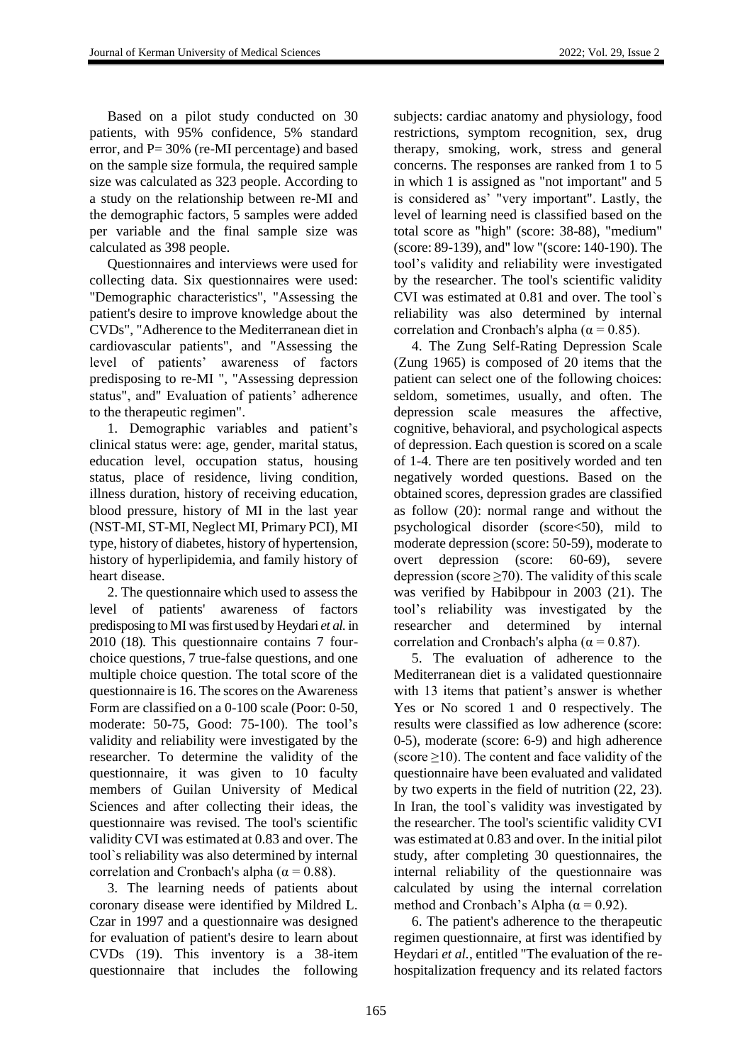Based on a pilot study conducted on 30 patients, with 95% confidence, 5% standard error, and P= 30% (re-MI percentage) and based on the sample size formula, the required sample size was calculated as 323 people. According to a study on the relationship between re-MI and the demographic factors, 5 samples were added per variable and the final sample size was calculated as 398 people.

Questionnaires and interviews were used for collecting data. Six questionnaires were used: "Demographic characteristics", "Assessing the patient's desire to improve knowledge about the CVDs", "Adherence to the Mediterranean diet in cardiovascular patients", and "Assessing the level of patients' awareness of factors predisposing to re-MI ", "Assessing depression status", and" Evaluation of patients' adherence to the therapeutic regimen".

1. Demographic variables and patient's clinical status were: age, gender, marital status, education level, occupation status, housing status, place of residence, living condition, illness duration, history of receiving education, blood pressure, history of MI in the last year (NST-MI, ST-MI, Neglect MI, Primary PCI), MI type, history of diabetes, history of hypertension, history of hyperlipidemia, and family history of heart disease.

2. The questionnaire which used to assess the level of patients' awareness of factors predisposing to MI was first used by Heydari *et al.* in 2010 (18). This questionnaire contains 7 four-choice questions, 7 true-false questions, and one multiple choice question. The total score of the questionnaire is 16. The scores on the Awareness Form are classified on a 0-100 scale (Poor: 0-50, moderate: 50-75, Good: 75-100). The tool's validity and reliability were investigated by the researcher. To determine the validity of the questionnaire, it was given to 10 faculty members of Guilan University of Medical Sciences and after collecting their ideas, the questionnaire was revised. The tool's scientific validity CVI was estimated at 0.83 and over. The tool`s reliability was also determined by internal correlation and Cronbach's alpha ($\alpha = 0.88$).

3. The learning needs of patients about coronary disease were identified by Mildred L. Czar in 1997 and a questionnaire was designed for evaluation of patient's desire to learn about CVDs (19). This inventory is a 38-item questionnaire that includes the following subjects: cardiac anatomy and physiology, food restrictions, symptom recognition, sex, drug therapy, smoking, work, stress and general concerns. The responses are ranked from 1 to 5 in which 1 is assigned as "not important" and 5 is considered as' "very important". Lastly, the level of learning need is classified based on the total score as "high" (score: 38-88), "medium" (score: 89-139), and" low "(score: 140-190). The tool's validity and reliability were investigated by the researcher. The tool's scientific validity CVI was estimated at 0.81 and over. The tool`s reliability was also determined by internal correlation and Cronbach's alpha ($\alpha = 0.85$).

4. The Zung Self-Rating Depression Scale (Zung 1965) is composed of 20 items that the patient can select one of the following choices: seldom, sometimes, usually, and often. The depression scale measures the affective, cognitive, behavioral, and psychological aspects of depression. Each question is scored on a scale of 1-4. There are ten positively worded and ten negatively worded questions. Based on the obtained scores, depression grades are classified as follow (20): normal range and without the psychological disorder (score<50), mild to moderate depression (score: 50-59), moderate to overt depression (score: 60-69), severe depression (score ≥70). The validity of this scale was verified by Habibpour in 2003 (21). The tool's reliability was investigated by the researcher and determined by internal correlation and Cronbach's alpha ($\alpha = 0.87$).

5. The evaluation of adherence to the Mediterranean diet is a validated questionnaire with 13 items that patient's answer is whether Yes or No scored 1 and 0 respectively. The results were classified as low adherence (score: 0-5), moderate (score: 6-9) and high adherence (score ≥10). The content and face validity of the questionnaire have been evaluated and validated by two experts in the field of nutrition (22, 23). In Iran, the tool`s validity was investigated by the researcher. The tool's scientific validity CVI was estimated at 0.83 and over. In the initial pilot study, after completing 30 questionnaires, the internal reliability of the questionnaire was calculated by using the internal correlation method and Cronbach's Alpha ($\alpha = 0.92$).

6. The patient's adherence to the therapeutic regimen questionnaire, at first was identified by Heydari *et al.*, entitled "The evaluation of the re-hospitalization frequency and its related factors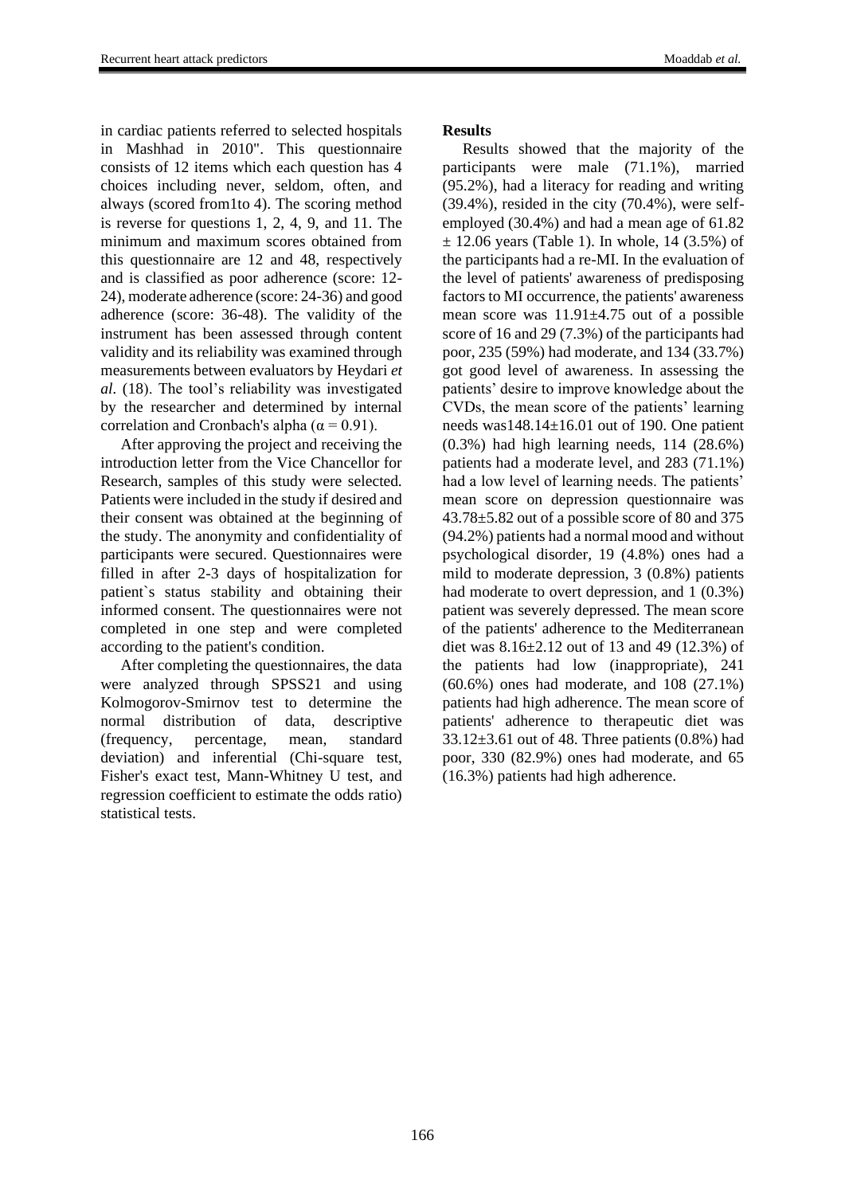in cardiac patients referred to selected hospitals in Mashhad in 2010". This questionnaire consists of 12 items which each question has 4 choices including never, seldom, often, and always (scored from1to 4). The scoring method is reverse for questions 1, 2, 4, 9, and 11. The minimum and maximum scores obtained from this questionnaire are 12 and 48, respectively and is classified as poor adherence (score: 12-24), moderate adherence (score: 24-36) and good adherence (score: 36-48). The validity of the instrument has been assessed through content validity and its reliability was examined through measurements between evaluators by Heydari *et al*. (18). The tool's reliability was investigated by the researcher and determined by internal correlation and Cronbach's alpha ($\alpha = 0.91$).

After approving the project and receiving the introduction letter from the Vice Chancellor for Research, samples of this study were selected. Patients were included in the study if desired and their consent was obtained at the beginning of the study. The anonymity and confidentiality of participants were secured. Questionnaires were filled in after 2-3 days of hospitalization for patient`s status stability and obtaining their informed consent. The questionnaires were not completed in one step and were completed according to the patient's condition.

After completing the questionnaires, the data were analyzed through SPSS21 and using Kolmogorov-Smirnov test to determine the normal distribution of data, descriptive (frequency, percentage, mean, standard deviation) and inferential (Chi-square test, Fisher's exact test, Mann-Whitney U test, and regression coefficient to estimate the odds ratio) statistical tests.

**Results**

Results showed that the majority of the participants were male (71.1%), married (95.2%), had a literacy for reading and writing (39.4%), resided in the city (70.4%), were self-employed (30.4%) and had a mean age of 61.82 $\pm$ 12.06 years (Table 1). In whole, 14 (3.5%) of the participants had a re-MI. In the evaluation of the level of patients' awareness of predisposing factors to MI occurrence, the patients' awareness mean score was 11.91$\pm$4.75 out of a possible score of 16 and 29 (7.3%) of the participants had poor, 235 (59%) had moderate, and 134 (33.7%) got good level of awareness. In assessing the patients' desire to improve knowledge about the CVDs, the mean score of the patients' learning needs was148.14$\pm$16.01 out of 190. One patient (0.3%) had high learning needs, 114 (28.6%) patients had a moderate level, and 283 (71.1%) had a low level of learning needs. The patients' mean score on depression questionnaire was 43.78$\pm$5.82 out of a possible score of 80 and 375 (94.2%) patients had a normal mood and without psychological disorder, 19 (4.8%) ones had a mild to moderate depression, 3 (0.8%) patients had moderate to overt depression, and 1 (0.3%) patient was severely depressed. The mean score of the patients' adherence to the Mediterranean diet was 8.16$\pm$2.12 out of 13 and 49 (12.3%) of the patients had low (inappropriate), 241 (60.6%) ones had moderate, and 108 (27.1%) patients had high adherence. The mean score of patients' adherence to therapeutic diet was 33.12$\pm$3.61 out of 48. Three patients (0.8%) had poor, 330 (82.9%) ones had moderate, and 65 (16.3%) patients had high adherence.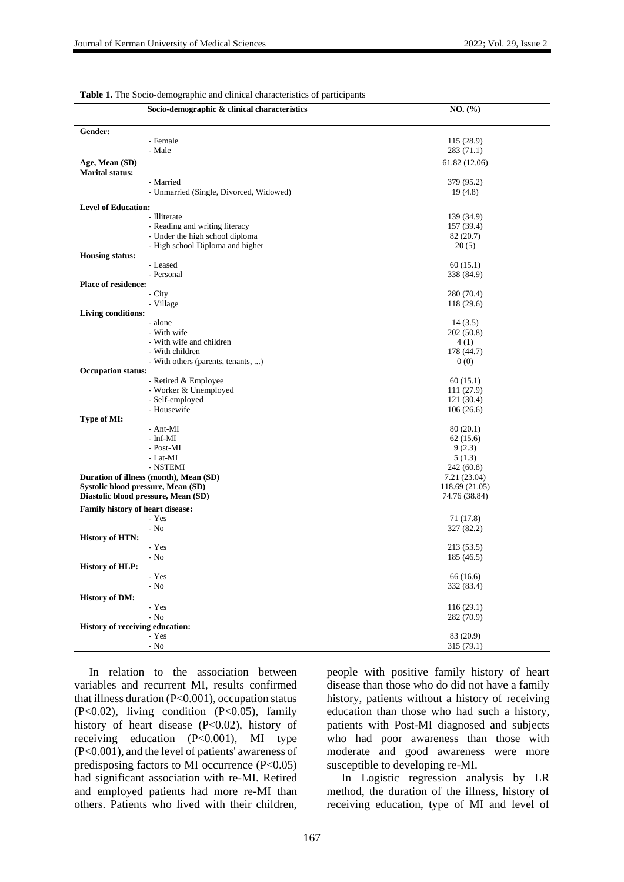**Table 1.** The Socio-demographic and clinical characteristics of participants

| Socio-demographic & clinical characteristics | NO. (%) |
|---|---|
| **Gender:** | |
| - Female | 115 (28.9) |
| - Male | 283 (71.1) |
| **Age, Mean (SD)** | 61.82 (12.06) |
| **Marital status:** | |
| - Married | 379 (95.2) |
| - Unmarried (Single, Divorced, Widowed) | 19 (4.8) |
| **Level of Education:** | |
| - Illiterate | 139 (34.9) |
| - Reading and writing literacy | 157 (39.4) |
| - Under the high school diploma | 82 (20.7) |
| - High school Diploma and higher | 20 (5) |
| **Housing status:** | |
| - Leased | 60 (15.1) |
| - Personal | 338 (84.9) |
| **Place of residence:** | |
| - City | 280 (70.4) |
| - Village | 118 (29.6) |
| **Living conditions:** | |
| - alone | 14 (3.5) |
| - With wife | 202 (50.8) |
| - With wife and children | 4 (1) |
| - With children | 178 (44.7) |
| - With others (parents, tenants, ...) | 0 (0) |
| **Occupation status:** | |
| - Retired & Employee | 60 (15.1) |
| - Worker & Unemployed | 111 (27.9) |
| - Self-employed | 121 (30.4) |
| - Housewife | 106 (26.6) |
| **Type of MI:** | |
| - Ant-MI | 80 (20.1) |
| - Inf-MI | 62 (15.6) |
| - Post-MI | 9 (2.3) |
| - Lat-MI | 5 (1.3) |
| - NSTEMI | 242 (60.8) |
| **Duration of illness (month), Mean (SD)** | 7.21 (23.04) |
| **Systolic blood pressure, Mean (SD)** | 118.69 (21.05) |
| **Diastolic blood pressure, Mean (SD)** | 74.76 (38.84) |
| **Family history of heart disease:** | |
| - Yes | 71 (17.8) |
| - No | 327 (82.2) |
| **History of HTN:** | |
| - Yes | 213 (53.5) |
| - No | 185 (46.5) |
| **History of HLP:** | |
| - Yes | 66 (16.6) |
| - No | 332 (83.4) |
| **History of DM:** | |
| - Yes | 116 (29.1) |
| - No | 282 (70.9) |
| **History of receiving education:** | |
| - Yes | 83 (20.9) |
| - No | 315 (79.1) |

In relation to the association between variables and recurrent MI, results confirmed that illness duration ($P<0.001$), occupation status ($P<0.02$), living condition ($P<0.05$), family history of heart disease ($P<0.02$), history of receiving education ($P<0.001$), MI type ($P<0.001$), and the level of patients' awareness of predisposing factors to MI occurrence ($P<0.05$) had significant association with re-MI. Retired and employed patients had more re-MI than others. Patients who lived with their children, people with positive family history of heart disease than those who do did not have a family history, patients without a history of receiving education than those who had such a history, patients with Post-MI diagnosed and subjects who had poor awareness than those with moderate and good awareness were more susceptible to developing re-MI.

In Logistic regression analysis by LR method, the duration of the illness, history of receiving education, type of MI and level of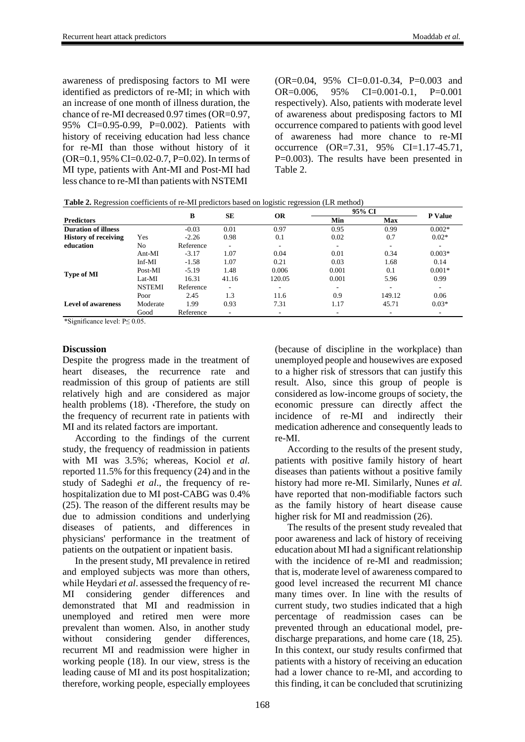awareness of predisposing factors to MI were identified as predictors of re-MI; in which with an increase of one month of illness duration, the chance of re-MI decreased 0.97 times (OR=0.97, 95% CI=0.95-0.99, P=0.002). Patients with history of receiving education had less chance for re-MI than those without history of it (OR=0.1, 95% CI=0.02-0.7, P=0.02). In terms of MI type, patients with Ant-MI and Post-MI had less chance to re-MI than patients with NSTEMI (OR=0.04, 95% CI=0.01-0.34, P=0.003 and OR=0.006, 95% CI=0.001-0.1, P=0.001 respectively). Also, patients with moderate level of awareness about predisposing factors to MI occurrence compared to patients with good level of awareness had more chance to re-MI occurrence (OR=7.31, 95% CI=1.17-45.71, P=0.003). The results have been presented in Table 2.

**Table 2.** Regression coefficients of re-MI predictors based on logistic regression (LR method)

| Predictors | | B | SE | OR | 95% CI | | P Value |
|---|---|---|---|---|---|---|---|
| | | | | | Min | Max | |
| **Duration of illness** | | -0.03 | 0.01 | 0.97 | 0.95 | 0.99 | 0.002* |
| **History of receiving education** | Yes | -2.26 | 0.98 | 0.1 | 0.02 | 0.7 | 0.02* |
| | No | Reference | - | - | - | - | - |
| **Type of MI** | Ant-MI | -3.17 | 1.07 | 0.04 | 0.01 | 0.34 | 0.003* |
| | Inf-MI | -1.58 | 1.07 | 0.21 | 0.03 | 1.68 | 0.14 |
| | Post-MI | -5.19 | 1.48 | 0.006 | 0.001 | 0.1 | 0.001* |
| | Lat-MI | 16.31 | 41.16 | 120.05 | 0.001 | 5.96 | 0.99 |
| | NSTEMI | Reference | - | - | - | - | - |
| **Level of awareness** | Poor | 2.45 | 1.3 | 11.6 | 0.9 | 149.12 | 0.06 |
| | Moderate | 1.99 | 0.93 | 7.31 | 1.17 | 45.71 | 0.03* |
| | Good | Reference | - | - | - | - | - |

*Significance level: P≤ 0.05.

## Discussion

Despite the progress made in the treatment of heart diseases, the recurrence rate and readmission of this group of patients are still relatively high and are considered as major health problems (18). ‹Therefore, the study on the frequency of recurrent rate in patients with MI and its related factors are important.

According to the findings of the current study, the frequency of readmission in patients with MI was 3.5%; whereas, Kociol *et al.* reported 11.5% for this frequency (24) and in the study of Sadeghi *et al*., the frequency of re-hospitalization due to MI post-CABG was 0.4% (25). The reason of the different results may be due to admission conditions and underlying diseases of patients, and differences in physicians' performance in the treatment of patients on the outpatient or inpatient basis.

In the present study, MI prevalence in retired and employed subjects was more than others, while Heydari *et al*. assessed the frequency of re-MI considering gender differences and demonstrated that MI and readmission in unemployed and retired men were more prevalent than women. Also, in another study without considering gender differences, recurrent MI and readmission were higher in working people (18). In our view, stress is the leading cause of MI and its post hospitalization; therefore, working people, especially employees (because of discipline in the workplace) than unemployed people and housewives are exposed to a higher risk of stressors that can justify this result. Also, since this group of people is considered as low-income groups of society, the economic pressure can directly affect the incidence of re-MI and indirectly their medication adherence and consequently leads to re-MI.

According to the results of the present study, patients with positive family history of heart diseases than patients without a positive family history had more re-MI. Similarly, Nunes *et al.* have reported that non-modifiable factors such as the family history of heart disease cause higher risk for MI and readmission (26).

The results of the present study revealed that poor awareness and lack of history of receiving education about MI had a significant relationship with the incidence of re-MI and readmission; that is, moderate level of awareness compared to good level increased the recurrent MI chance many times over. In line with the results of current study, two studies indicated that a high percentage of readmission cases can be prevented through an educational model, pre-discharge preparations, and home care (18, 25). In this context, our study results confirmed that patients with a history of receiving an education had a lower chance to re-MI, and according to this finding, it can be concluded that scrutinizing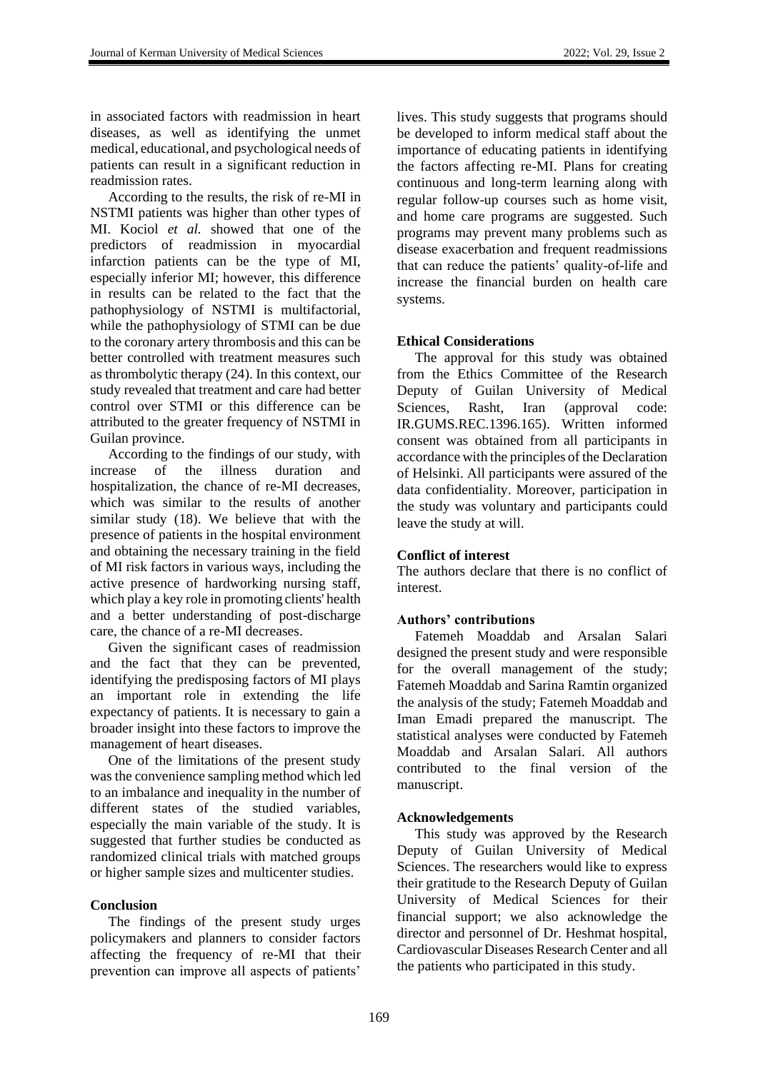in associated factors with readmission in heart diseases, as well as identifying the unmet medical, educational, and psychological needs of patients can result in a significant reduction in readmission rates.

According to the results, the risk of re-MI in NSTMI patients was higher than other types of MI. Kociol *et al.* showed that one of the predictors of readmission in myocardial infarction patients can be the type of MI, especially inferior MI; however, this difference in results can be related to the fact that the pathophysiology of NSTMI is multifactorial, while the pathophysiology of STMI can be due to the coronary artery thrombosis and this can be better controlled with treatment measures such as thrombolytic therapy (24). In this context, our study revealed that treatment and care had better control over STMI or this difference can be attributed to the greater frequency of NSTMI in Guilan province.

According to the findings of our study, with increase of the illness duration and hospitalization, the chance of re-MI decreases, which was similar to the results of another similar study (18). We believe that with the presence of patients in the hospital environment and obtaining the necessary training in the field of MI risk factors in various ways, including the active presence of hardworking nursing staff, which play a key role in promoting clients' health and a better understanding of post-discharge care, the chance of a re-MI decreases.

Given the significant cases of readmission and the fact that they can be prevented, identifying the predisposing factors of MI plays an important role in extending the life expectancy of patients. It is necessary to gain a broader insight into these factors to improve the management of heart diseases.

One of the limitations of the present study was the convenience sampling method which led to an imbalance and inequality in the number of different states of the studied variables, especially the main variable of the study. It is suggested that further studies be conducted as randomized clinical trials with matched groups or higher sample sizes and multicenter studies.

## Conclusion

The findings of the present study urges policymakers and planners to consider factors affecting the frequency of re-MI that their prevention can improve all aspects of patients' lives. This study suggests that programs should be developed to inform medical staff about the importance of educating patients in identifying the factors affecting re-MI. Plans for creating continuous and long-term learning along with regular follow-up courses such as home visit, and home care programs are suggested. Such programs may prevent many problems such as disease exacerbation and frequent readmissions that can reduce the patients' quality-of-life and increase the financial burden on health care systems.

## Ethical Considerations

The approval for this study was obtained from the Ethics Committee of the Research Deputy of Guilan University of Medical Sciences, Rasht, Iran (approval code: IR.GUMS.REC.1396.165). Written informed consent was obtained from all participants in accordance with the principles of the Declaration of Helsinki. All participants were assured of the data confidentiality. Moreover, participation in the study was voluntary and participants could leave the study at will.

## Conflict of interest

The authors declare that there is no conflict of interest.

## Authors' contributions

Fatemeh Moaddab and Arsalan Salari designed the present study and were responsible for the overall management of the study; Fatemeh Moaddab and Sarina Ramtin organized the analysis of the study; Fatemeh Moaddab and Iman Emadi prepared the manuscript. The statistical analyses were conducted by Fatemeh Moaddab and Arsalan Salari. All authors contributed to the final version of the manuscript.

## Acknowledgements

This study was approved by the Research Deputy of Guilan University of Medical Sciences. The researchers would like to express their gratitude to the Research Deputy of Guilan University of Medical Sciences for their financial support; we also acknowledge the director and personnel of Dr. Heshmat hospital, Cardiovascular Diseases Research Center and all the patients who participated in this study.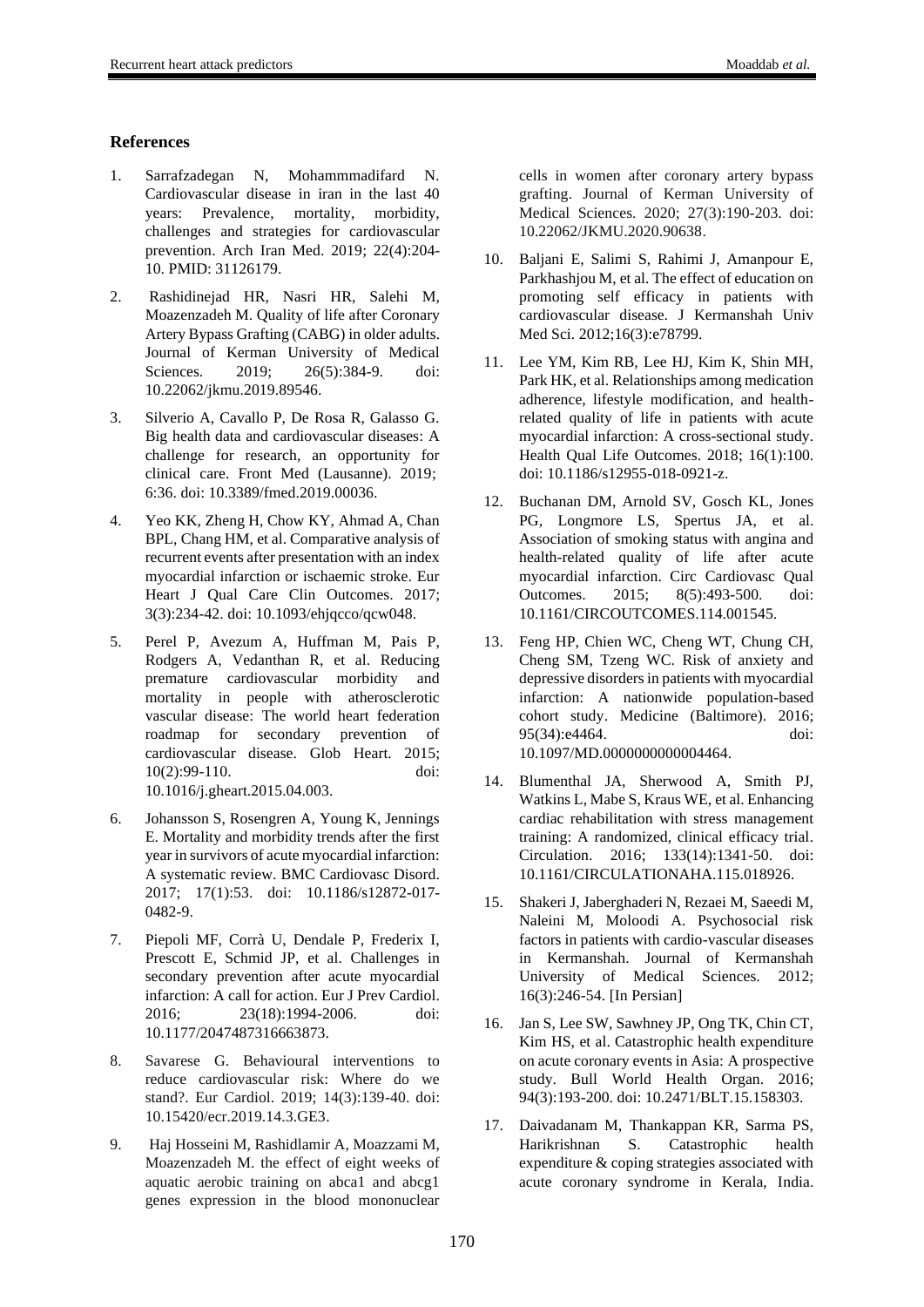## References

1. Sarrafzadegan N, Mohammmadifard N. Cardiovascular disease in iran in the last 40 years: Prevalence, mortality, morbidity, challenges and strategies for cardiovascular prevention. Arch Iran Med. 2019; 22(4):204-10. PMID: 31126179.

2. Rashidinejad HR, Nasri HR, Salehi M, Moazenzadeh M. Quality of life after Coronary Artery Bypass Grafting (CABG) in older adults. Journal of Kerman University of Medical Sciences. 2019; 26(5):384-9. doi: 10.22062/jkmu.2019.89546.

3. Silverio A, Cavallo P, De Rosa R, Galasso G. Big health data and cardiovascular diseases: A challenge for research, an opportunity for clinical care. Front Med (Lausanne). 2019; 6:36. doi: 10.3389/fmed.2019.00036.

4. Yeo KK, Zheng H, Chow KY, Ahmad A, Chan BPL, Chang HM, et al. Comparative analysis of recurrent events after presentation with an index myocardial infarction or ischaemic stroke. Eur Heart J Qual Care Clin Outcomes. 2017; 3(3):234-42. doi: 10.1093/ehjqcco/qcw048.

5. Perel P, Avezum A, Huffman M, Pais P, Rodgers A, Vedanthan R, et al. Reducing premature cardiovascular morbidity and mortality in people with atherosclerotic vascular disease: The world heart federation roadmap for secondary prevention of cardiovascular disease. Glob Heart. 2015; 10(2):99-110. doi: 10.1016/j.gheart.2015.04.003.

6. Johansson S, Rosengren A, Young K, Jennings E. Mortality and morbidity trends after the first year in survivors of acute myocardial infarction: A systematic review. BMC Cardiovasc Disord. 2017; 17(1):53. doi: 10.1186/s12872-017-0482-9.

7. Piepoli MF, Corrà U, Dendale P, Frederix I, Prescott E, Schmid JP, et al. Challenges in secondary prevention after acute myocardial infarction: A call for action. Eur J Prev Cardiol. 2016; 23(18):1994-2006. doi: 10.1177/2047487316663873.

8. Savarese G. Behavioural interventions to reduce cardiovascular risk: Where do we stand?. Eur Cardiol. 2019; 14(3):139-40. doi: 10.15420/ecr.2019.14.3.GE3.

9. Haj Hosseini M, Rashidlamir A, Moazzami M, Moazenzadeh M. the effect of eight weeks of aquatic aerobic training on abca1 and abcg1 genes expression in the blood mononuclear cells in women after coronary artery bypass grafting. Journal of Kerman University of Medical Sciences. 2020; 27(3):190-203. doi: 10.22062/JKMU.2020.90638.

10. Baljani E, Salimi S, Rahimi J, Amanpour E, Parkhashjou M, et al. The effect of education on promoting self efficacy in patients with cardiovascular disease. J Kermanshah Univ Med Sci. 2012;16(3):e78799.

11. Lee YM, Kim RB, Lee HJ, Kim K, Shin MH, Park HK, et al. Relationships among medication adherence, lifestyle modification, and health-related quality of life in patients with acute myocardial infarction: A cross-sectional study. Health Qual Life Outcomes. 2018; 16(1):100. doi: 10.1186/s12955-018-0921-z.

12. Buchanan DM, Arnold SV, Gosch KL, Jones PG, Longmore LS, Spertus JA, et al. Association of smoking status with angina and health-related quality of life after acute myocardial infarction. Circ Cardiovasc Qual Outcomes. 2015; 8(5):493-500. doi: 10.1161/CIRCOUTCOMES.114.001545.

13. Feng HP, Chien WC, Cheng WT, Chung CH, Cheng SM, Tzeng WC. Risk of anxiety and depressive disorders in patients with myocardial infarction: A nationwide population-based cohort study. Medicine (Baltimore). 2016; 95(34):e4464. doi: 10.1097/MD.0000000000004464.

14. Blumenthal JA, Sherwood A, Smith PJ, Watkins L, Mabe S, Kraus WE, et al. Enhancing cardiac rehabilitation with stress management training: A randomized, clinical efficacy trial. Circulation. 2016; 133(14):1341-50. doi: 10.1161/CIRCULATIONAHA.115.018926.

15. Shakeri J, Jaberghaderi N, Rezaei M, Saeedi M, Naleini M, Moloodi A. Psychosocial risk factors in patients with cardio-vascular diseases in Kermanshah. Journal of Kermanshah University of Medical Sciences. 2012; 16(3):246-54. [In Persian]

16. Jan S, Lee SW, Sawhney JP, Ong TK, Chin CT, Kim HS, et al. Catastrophic health expenditure on acute coronary events in Asia: A prospective study. Bull World Health Organ. 2016; 94(3):193-200. doi: 10.2471/BLT.15.158303.

17. Daivadanam M, Thankappan KR, Sarma PS, Harikrishnan S. Catastrophic health expenditure & coping strategies associated with acute coronary syndrome in Kerala, India.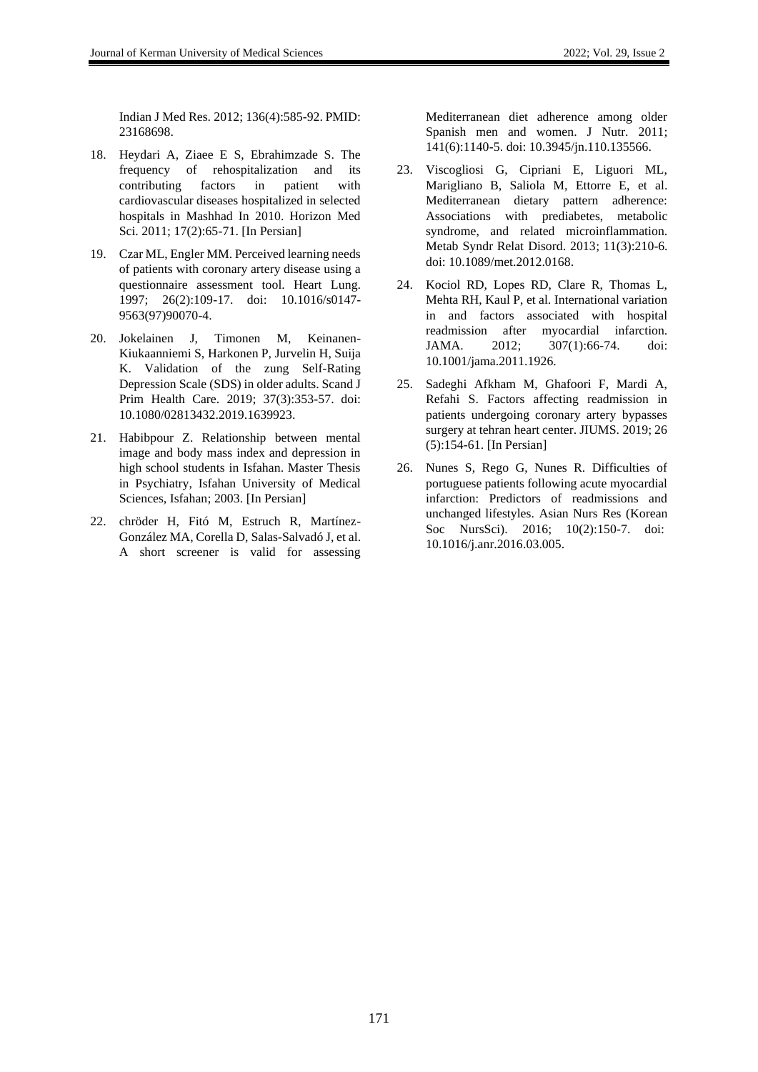Indian J Med Res. 2012; 136(4):585-92. PMID: 23168698.

18. Heydari A, Ziaee E S, Ebrahimzade S. The frequency of rehospitalization and its contributing factors in patient with cardiovascular diseases hospitalized in selected hospitals in Mashhad In 2010. Horizon Med Sci. 2011; 17(2):65-71. [In Persian]

19. Czar ML, Engler MM. Perceived learning needs of patients with coronary artery disease using a questionnaire assessment tool. Heart Lung. 1997; 26(2):109-17. doi: 10.1016/s0147-9563(97)90070-4.

20. Jokelainen J, Timonen M, Keinanen-Kiukaanniemi S, Harkonen P, Jurvelin H, Suija K. Validation of the zung Self-Rating Depression Scale (SDS) in older adults. Scand J Prim Health Care. 2019; 37(3):353-57. doi: 10.1080/02813432.2019.1639923.

21. Habibpour Z. Relationship between mental image and body mass index and depression in high school students in Isfahan. Master Thesis in Psychiatry, Isfahan University of Medical Sciences, Isfahan; 2003. [In Persian]

22. chröder H, Fitó M, Estruch R, Martínez-González MA, Corella D, Salas-Salvadó J, et al. A short screener is valid for assessing Mediterranean diet adherence among older Spanish men and women. J Nutr. 2011; 141(6):1140-5. doi: 10.3945/jn.110.135566.

23. Viscogliosi G, Cipriani E, Liguori ML, Marigliano B, Saliola M, Ettorre E, et al. Mediterranean dietary pattern adherence: Associations with prediabetes, metabolic syndrome, and related microinflammation. Metab Syndr Relat Disord. 2013; 11(3):210-6. doi: 10.1089/met.2012.0168.

24. Kociol RD, Lopes RD, Clare R, Thomas L, Mehta RH, Kaul P, et al. International variation in and factors associated with hospital readmission after myocardial infarction. JAMA. 2012; 307(1):66-74. doi: 10.1001/jama.2011.1926.

25. Sadeghi Afkham M, Ghafoori F, Mardi A, Refahi S. Factors affecting readmission in patients undergoing coronary artery bypasses surgery at tehran heart center. JIUMS. 2019; 26 (5):154-61. [In Persian]

26. Nunes S, Rego G, Nunes R. Difficulties of portuguese patients following acute myocardial infarction: Predictors of readmissions and unchanged lifestyles. Asian Nurs Res (Korean Soc NursSci). 2016; 10(2):150-7. doi: 10.1016/j.anr.2016.03.005.